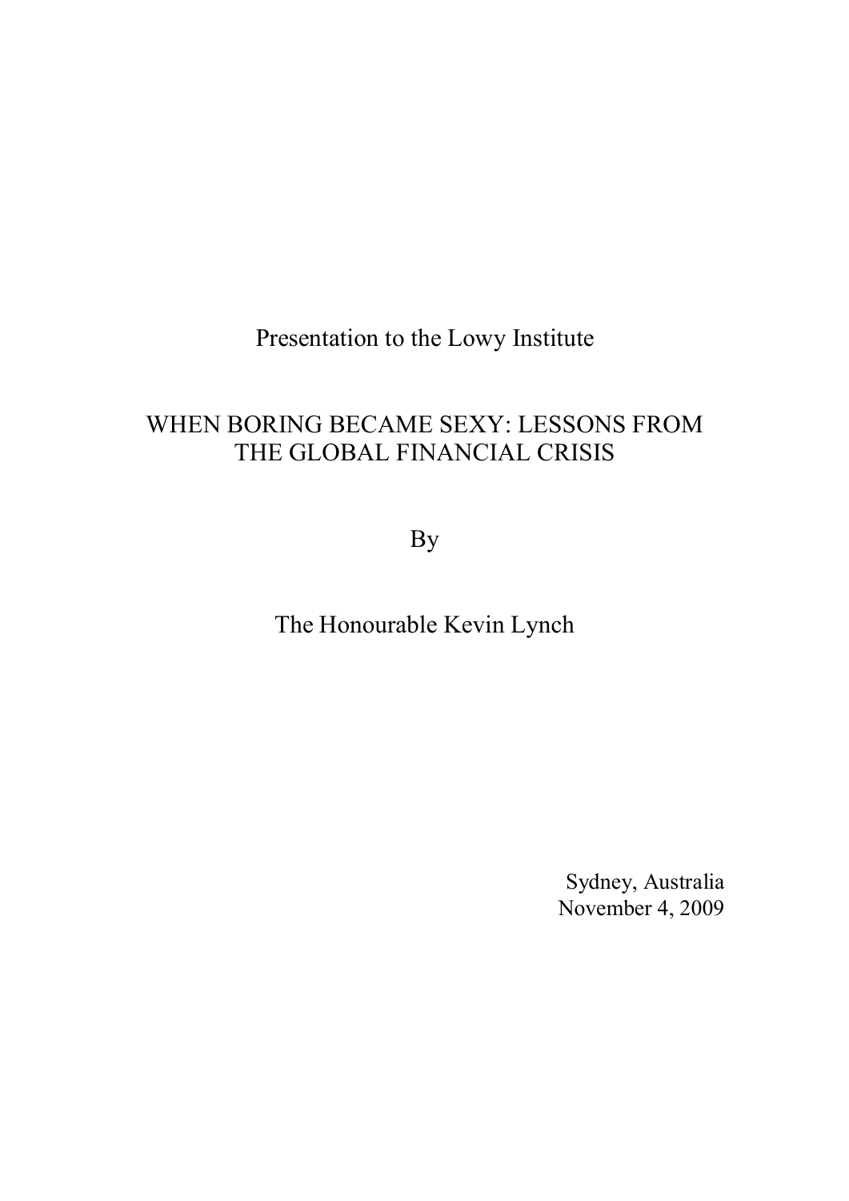Presentation to the Lowy Institute

# WHEN BORING BECAME SEXY: LESSONS FROM THE GLOBAL FINANCIAL CRISIS

By

The Honourable Kevin Lynch

Sydney, Australia
November 4, 2009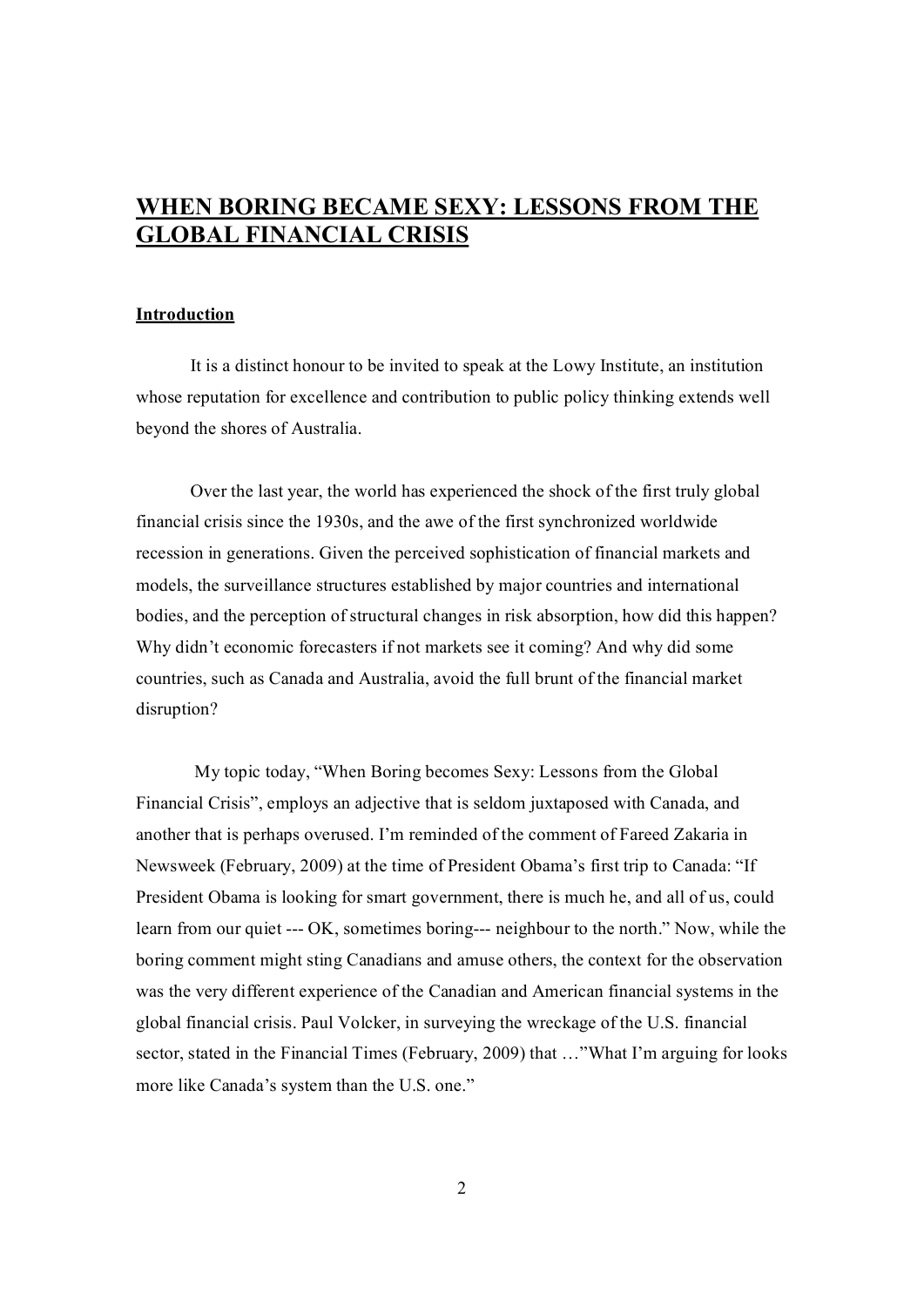# WHEN BORING BECAME SEXY: LESSONS FROM THE GLOBAL FINANCIAL CRISIS

## Introduction

It is a distinct honour to be invited to speak at the Lowy Institute, an institution whose reputation for excellence and contribution to public policy thinking extends well beyond the shores of Australia.

Over the last year, the world has experienced the shock of the first truly global financial crisis since the 1930s, and the awe of the first synchronized worldwide recession in generations. Given the perceived sophistication of financial markets and models, the surveillance structures established by major countries and international bodies, and the perception of structural changes in risk absorption, how did this happen? Why didn't economic forecasters if not markets see it coming? And why did some countries, such as Canada and Australia, avoid the full brunt of the financial market disruption?

My topic today, "When Boring becomes Sexy: Lessons from the Global Financial Crisis", employs an adjective that is seldom juxtaposed with Canada, and another that is perhaps overused. I'm reminded of the comment of Fareed Zakaria in Newsweek (February, 2009) at the time of President Obama's first trip to Canada: "If President Obama is looking for smart government, there is much he, and all of us, could learn from our quiet --- OK, sometimes boring--- neighbour to the north." Now, while the boring comment might sting Canadians and amuse others, the context for the observation was the very different experience of the Canadian and American financial systems in the global financial crisis. Paul Volcker, in surveying the wreckage of the U.S. financial sector, stated in the Financial Times (February, 2009) that …"What I'm arguing for looks more like Canada's system than the U.S. one."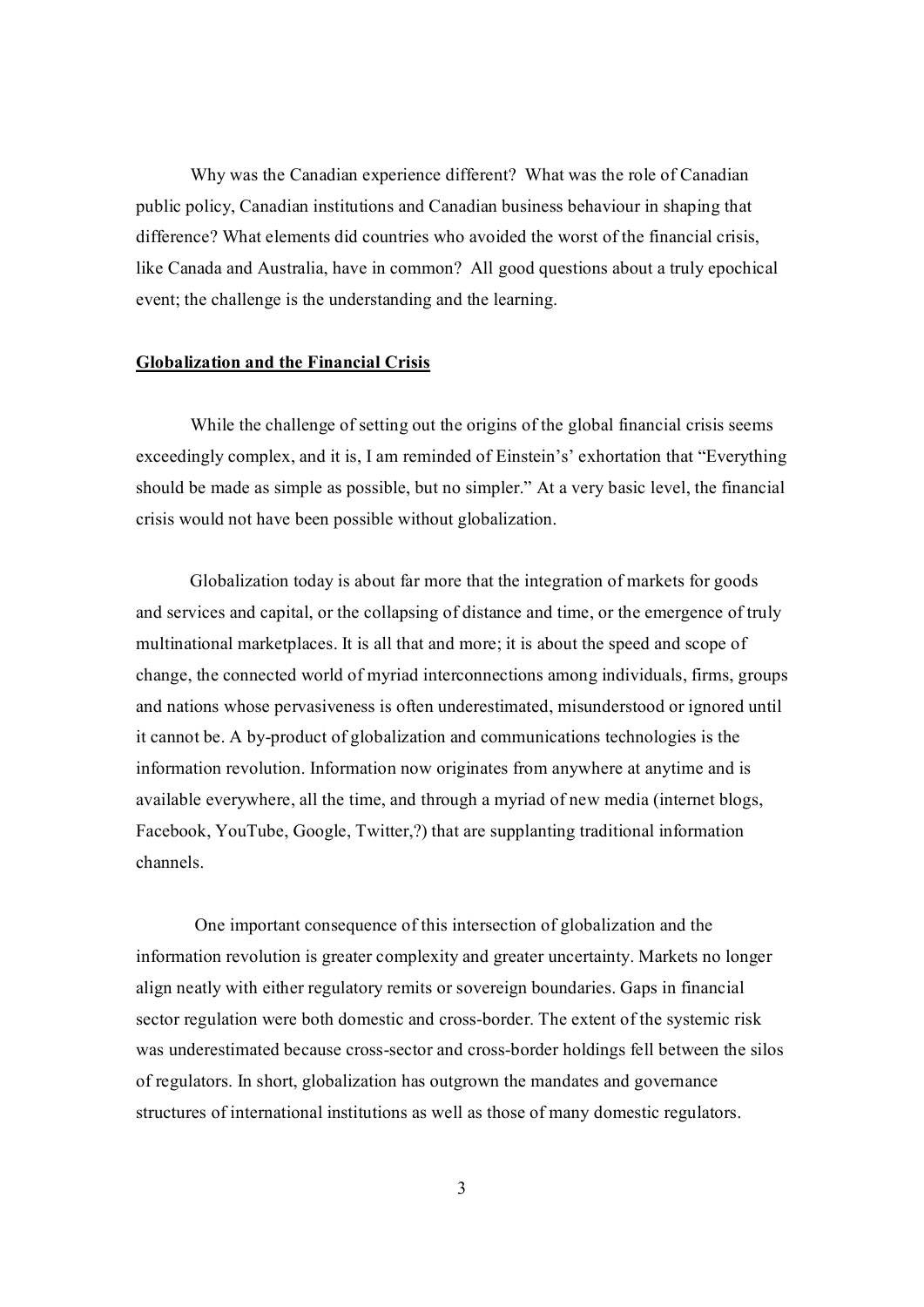Why was the Canadian experience different? What was the role of Canadian public policy, Canadian institutions and Canadian business behaviour in shaping that difference? What elements did countries who avoided the worst of the financial crisis, like Canada and Australia, have in common? All good questions about a truly epochical event; the challenge is the understanding and the learning.

**<u>Globalization and the Financial Crisis</u>**

While the challenge of setting out the origins of the global financial crisis seems exceedingly complex, and it is, I am reminded of Einstein's' exhortation that "Everything should be made as simple as possible, but no simpler." At a very basic level, the financial crisis would not have been possible without globalization.

Globalization today is about far more that the integration of markets for goods and services and capital, or the collapsing of distance and time, or the emergence of truly multinational marketplaces. It is all that and more; it is about the speed and scope of change, the connected world of myriad interconnections among individuals, firms, groups and nations whose pervasiveness is often underestimated, misunderstood or ignored until it cannot be. A by-product of globalization and communications technologies is the information revolution. Information now originates from anywhere at anytime and is available everywhere, all the time, and through a myriad of new media (internet blogs, Facebook, YouTube, Google, Twitter,?) that are supplanting traditional information channels.

One important consequence of this intersection of globalization and the information revolution is greater complexity and greater uncertainty. Markets no longer align neatly with either regulatory remits or sovereign boundaries. Gaps in financial sector regulation were both domestic and cross-border. The extent of the systemic risk was underestimated because cross-sector and cross-border holdings fell between the silos of regulators. In short, globalization has outgrown the mandates and governance structures of international institutions as well as those of many domestic regulators.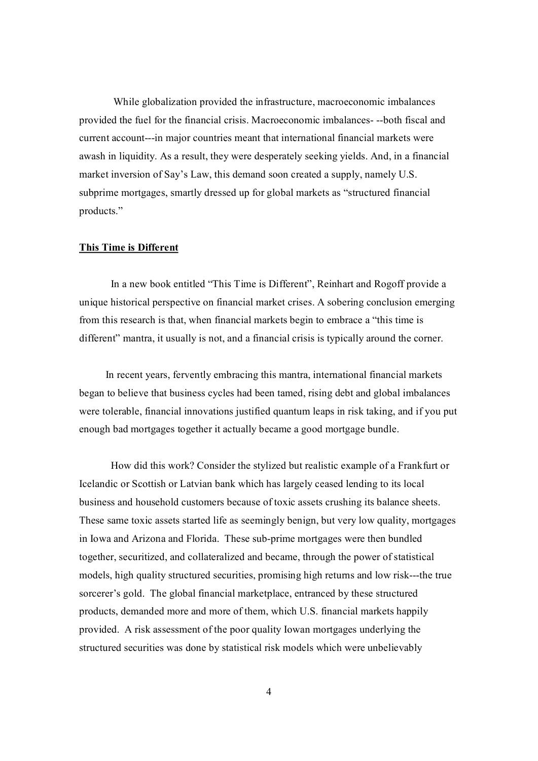While globalization provided the infrastructure, macroeconomic imbalances provided the fuel for the financial crisis. Macroeconomic imbalances- --both fiscal and current account---in major countries meant that international financial markets were awash in liquidity. As a result, they were desperately seeking yields. And, in a financial market inversion of Say's Law, this demand soon created a supply, namely U.S. subprime mortgages, smartly dressed up for global markets as "structured financial products."

## This Time is Different

In a new book entitled "This Time is Different", Reinhart and Rogoff provide a unique historical perspective on financial market crises. A sobering conclusion emerging from this research is that, when financial markets begin to embrace a "this time is different" mantra, it usually is not, and a financial crisis is typically around the corner.

In recent years, fervently embracing this mantra, international financial markets began to believe that business cycles had been tamed, rising debt and global imbalances were tolerable, financial innovations justified quantum leaps in risk taking, and if you put enough bad mortgages together it actually became a good mortgage bundle.

How did this work? Consider the stylized but realistic example of a Frankfurt or Icelandic or Scottish or Latvian bank which has largely ceased lending to its local business and household customers because of toxic assets crushing its balance sheets. These same toxic assets started life as seemingly benign, but very low quality, mortgages in Iowa and Arizona and Florida. These sub-prime mortgages were then bundled together, securitized, and collateralized and became, through the power of statistical models, high quality structured securities, promising high returns and low risk---the true sorcerer's gold. The global financial marketplace, entranced by these structured products, demanded more and more of them, which U.S. financial markets happily provided. A risk assessment of the poor quality Iowan mortgages underlying the structured securities was done by statistical risk models which were unbelievably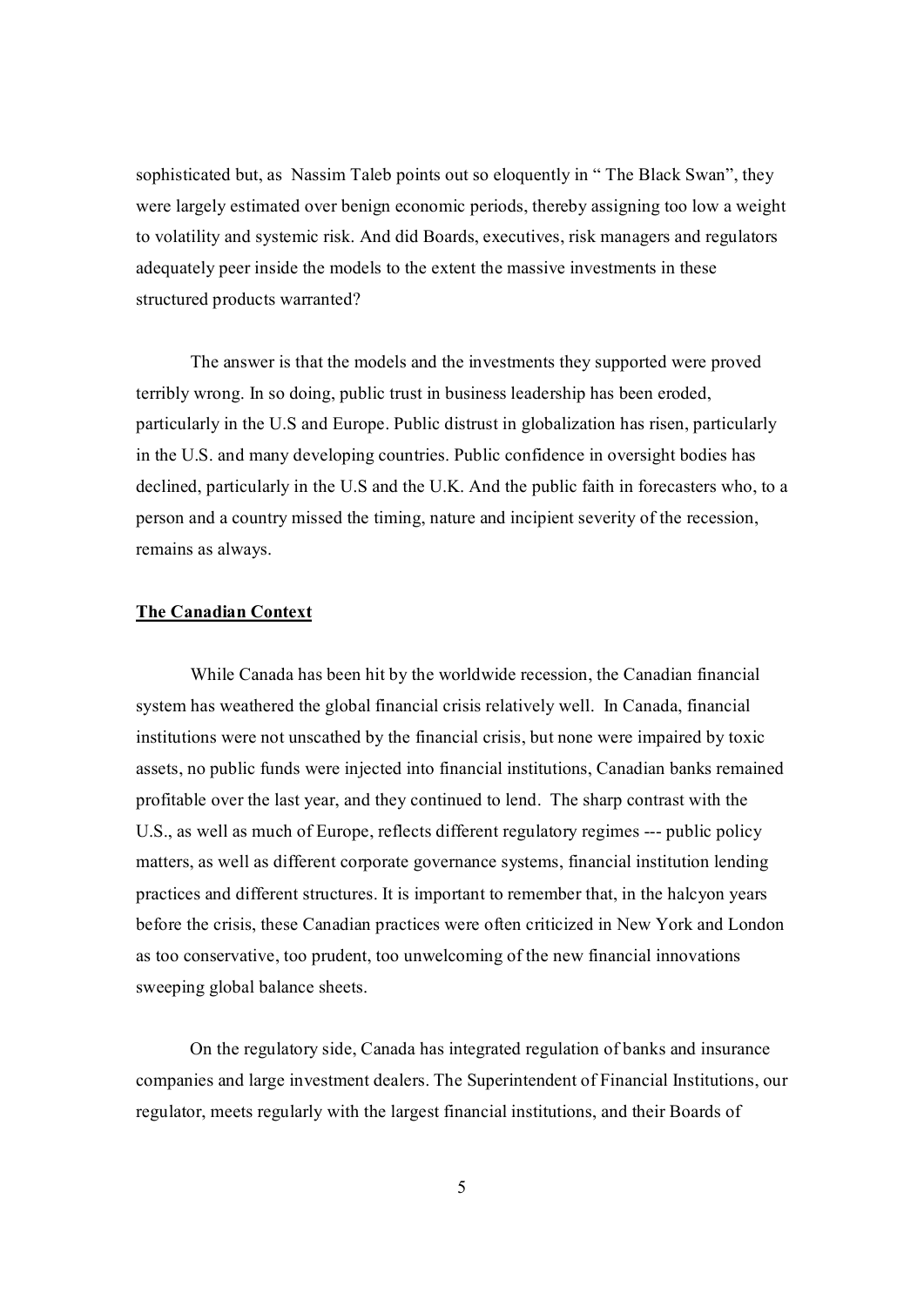sophisticated but, as Nassim Taleb points out so eloquently in " The Black Swan", they were largely estimated over benign economic periods, thereby assigning too low a weight to volatility and systemic risk. And did Boards, executives, risk managers and regulators adequately peer inside the models to the extent the massive investments in these structured products warranted?

The answer is that the models and the investments they supported were proved terribly wrong. In so doing, public trust in business leadership has been eroded, particularly in the U.S and Europe. Public distrust in globalization has risen, particularly in the U.S. and many developing countries. Public confidence in oversight bodies has declined, particularly in the U.S and the U.K. And the public faith in forecasters who, to a person and a country missed the timing, nature and incipient severity of the recession, remains as always.

**The Canadian Context**

While Canada has been hit by the worldwide recession, the Canadian financial system has weathered the global financial crisis relatively well. In Canada, financial institutions were not unscathed by the financial crisis, but none were impaired by toxic assets, no public funds were injected into financial institutions, Canadian banks remained profitable over the last year, and they continued to lend. The sharp contrast with the U.S., as well as much of Europe, reflects different regulatory regimes --- public policy matters, as well as different corporate governance systems, financial institution lending practices and different structures. It is important to remember that, in the halcyon years before the crisis, these Canadian practices were often criticized in New York and London as too conservative, too prudent, too unwelcoming of the new financial innovations sweeping global balance sheets.

On the regulatory side, Canada has integrated regulation of banks and insurance companies and large investment dealers. The Superintendent of Financial Institutions, our regulator, meets regularly with the largest financial institutions, and their Boards of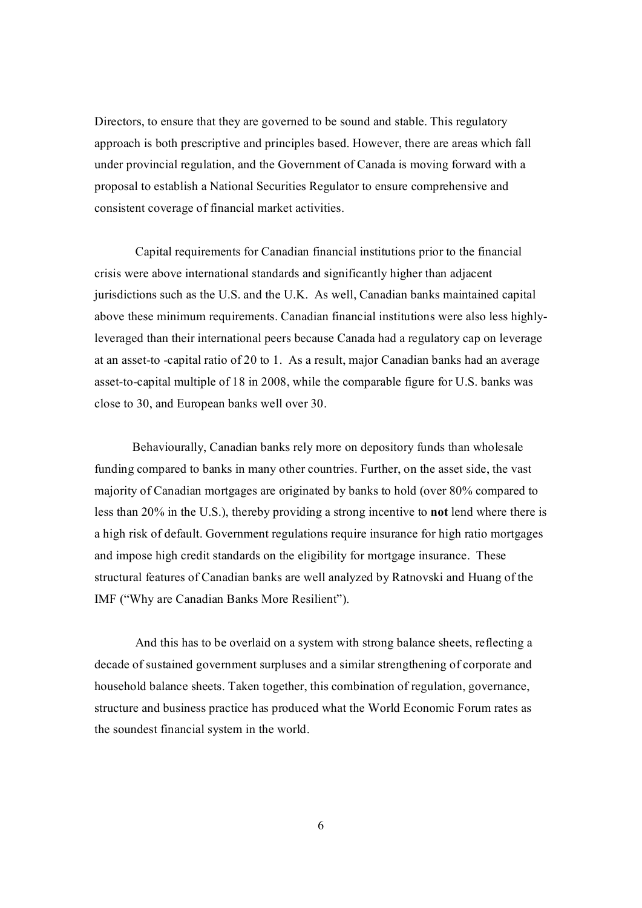Directors, to ensure that they are governed to be sound and stable. This regulatory approach is both prescriptive and principles based. However, there are areas which fall under provincial regulation, and the Government of Canada is moving forward with a proposal to establish a National Securities Regulator to ensure comprehensive and consistent coverage of financial market activities.

Capital requirements for Canadian financial institutions prior to the financial crisis were above international standards and significantly higher than adjacent jurisdictions such as the U.S. and the U.K. As well, Canadian banks maintained capital above these minimum requirements. Canadian financial institutions were also less highly-leveraged than their international peers because Canada had a regulatory cap on leverage at an asset-to -capital ratio of 20 to 1. As a result, major Canadian banks had an average asset-to-capital multiple of 18 in 2008, while the comparable figure for U.S. banks was close to 30, and European banks well over 30.

Behaviourally, Canadian banks rely more on depository funds than wholesale funding compared to banks in many other countries. Further, on the asset side, the vast majority of Canadian mortgages are originated by banks to hold (over 80% compared to less than 20% in the U.S.), thereby providing a strong incentive to **not** lend where there is a high risk of default. Government regulations require insurance for high ratio mortgages and impose high credit standards on the eligibility for mortgage insurance. These structural features of Canadian banks are well analyzed by Ratnovski and Huang of the IMF ("Why are Canadian Banks More Resilient").

And this has to be overlaid on a system with strong balance sheets, reflecting a decade of sustained government surpluses and a similar strengthening of corporate and household balance sheets. Taken together, this combination of regulation, governance, structure and business practice has produced what the World Economic Forum rates as the soundest financial system in the world.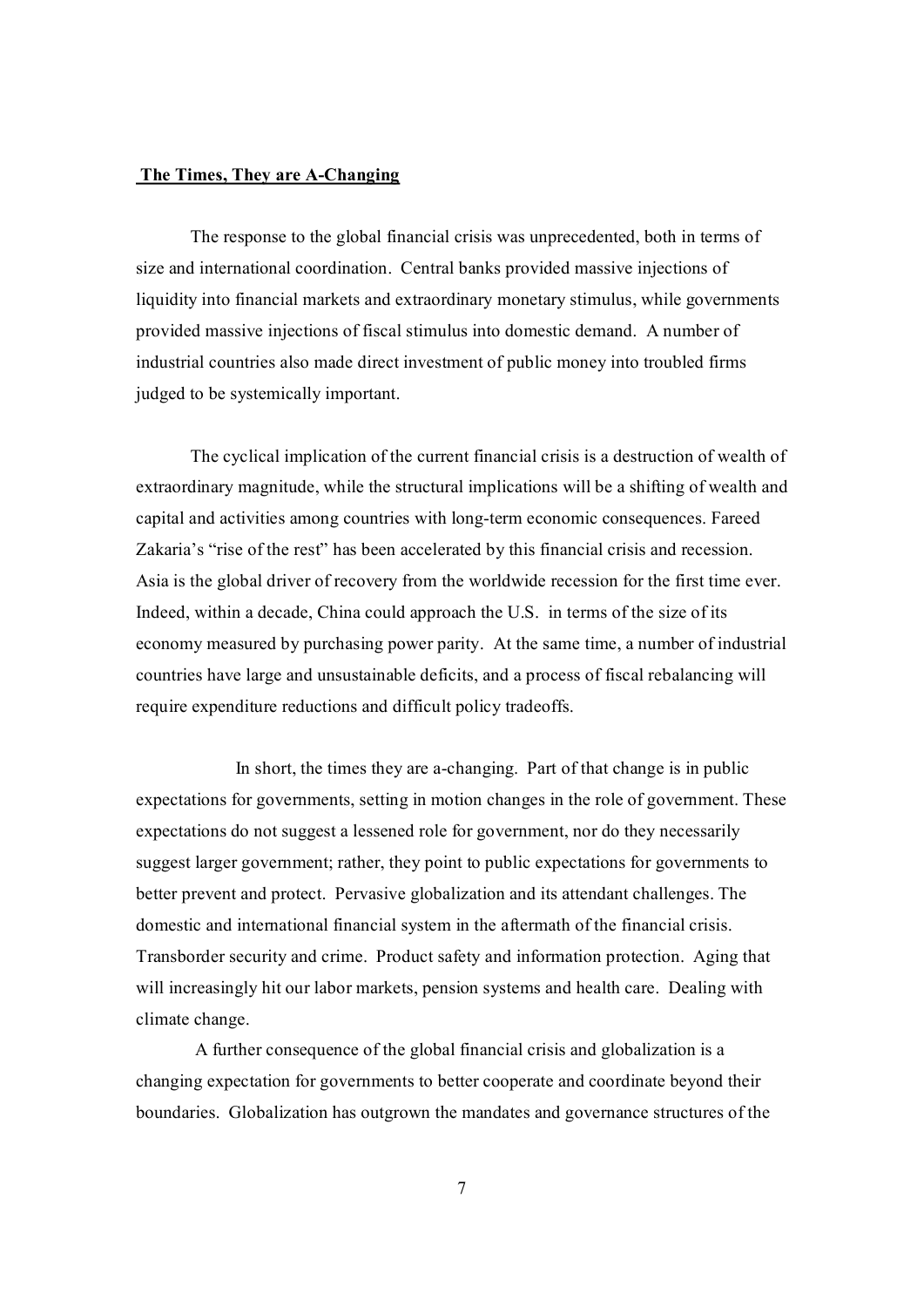**The Times, They are A-Changing**

The response to the global financial crisis was unprecedented, both in terms of size and international coordination. Central banks provided massive injections of liquidity into financial markets and extraordinary monetary stimulus, while governments provided massive injections of fiscal stimulus into domestic demand. A number of industrial countries also made direct investment of public money into troubled firms judged to be systemically important.

The cyclical implication of the current financial crisis is a destruction of wealth of extraordinary magnitude, while the structural implications will be a shifting of wealth and capital and activities among countries with long-term economic consequences. Fareed Zakaria's "rise of the rest" has been accelerated by this financial crisis and recession. Asia is the global driver of recovery from the worldwide recession for the first time ever. Indeed, within a decade, China could approach the U.S. in terms of the size of its economy measured by purchasing power parity. At the same time, a number of industrial countries have large and unsustainable deficits, and a process of fiscal rebalancing will require expenditure reductions and difficult policy tradeoffs.

In short, the times they are a-changing. Part of that change is in public expectations for governments, setting in motion changes in the role of government. These expectations do not suggest a lessened role for government, nor do they necessarily suggest larger government; rather, they point to public expectations for governments to better prevent and protect. Pervasive globalization and its attendant challenges. The domestic and international financial system in the aftermath of the financial crisis. Transborder security and crime. Product safety and information protection. Aging that will increasingly hit our labor markets, pension systems and health care. Dealing with climate change.

A further consequence of the global financial crisis and globalization is a changing expectation for governments to better cooperate and coordinate beyond their boundaries. Globalization has outgrown the mandates and governance structures of the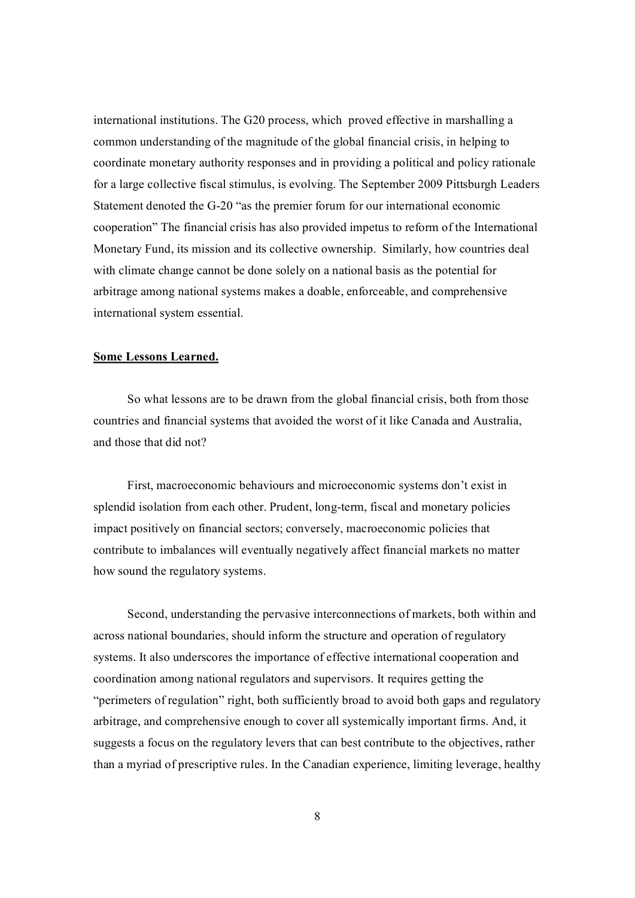international institutions. The G20 process, which proved effective in marshalling a common understanding of the magnitude of the global financial crisis, in helping to coordinate monetary authority responses and in providing a political and policy rationale for a large collective fiscal stimulus, is evolving. The September 2009 Pittsburgh Leaders Statement denoted the G-20 "as the premier forum for our international economic cooperation" The financial crisis has also provided impetus to reform of the International Monetary Fund, its mission and its collective ownership. Similarly, how countries deal with climate change cannot be done solely on a national basis as the potential for arbitrage among national systems makes a doable, enforceable, and comprehensive international system essential.

**Some Lessons Learned.**

So what lessons are to be drawn from the global financial crisis, both from those countries and financial systems that avoided the worst of it like Canada and Australia, and those that did not?

First, macroeconomic behaviours and microeconomic systems don't exist in splendid isolation from each other. Prudent, long-term, fiscal and monetary policies impact positively on financial sectors; conversely, macroeconomic policies that contribute to imbalances will eventually negatively affect financial markets no matter how sound the regulatory systems.

Second, understanding the pervasive interconnections of markets, both within and across national boundaries, should inform the structure and operation of regulatory systems. It also underscores the importance of effective international cooperation and coordination among national regulators and supervisors. It requires getting the "perimeters of regulation" right, both sufficiently broad to avoid both gaps and regulatory arbitrage, and comprehensive enough to cover all systemically important firms. And, it suggests a focus on the regulatory levers that can best contribute to the objectives, rather than a myriad of prescriptive rules. In the Canadian experience, limiting leverage, healthy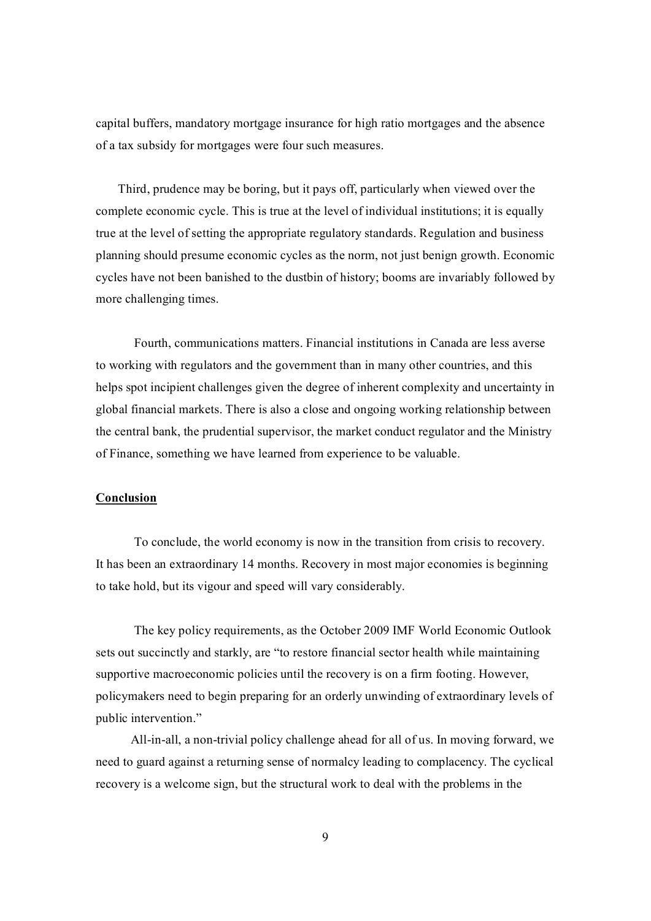capital buffers, mandatory mortgage insurance for high ratio mortgages and the absence of a tax subsidy for mortgages were four such measures.

Third, prudence may be boring, but it pays off, particularly when viewed over the complete economic cycle. This is true at the level of individual institutions; it is equally true at the level of setting the appropriate regulatory standards. Regulation and business planning should presume economic cycles as the norm, not just benign growth. Economic cycles have not been banished to the dustbin of history; booms are invariably followed by more challenging times.

Fourth, communications matters. Financial institutions in Canada are less averse to working with regulators and the government than in many other countries, and this helps spot incipient challenges given the degree of inherent complexity and uncertainty in global financial markets. There is also a close and ongoing working relationship between the central bank, the prudential supervisor, the market conduct regulator and the Ministry of Finance, something we have learned from experience to be valuable.

## Conclusion

To conclude, the world economy is now in the transition from crisis to recovery. It has been an extraordinary 14 months. Recovery in most major economies is beginning to take hold, but its vigour and speed will vary considerably.

The key policy requirements, as the October 2009 IMF World Economic Outlook sets out succinctly and starkly, are "to restore financial sector health while maintaining supportive macroeconomic policies until the recovery is on a firm footing. However, policymakers need to begin preparing for an orderly unwinding of extraordinary levels of public intervention."

All-in-all, a non-trivial policy challenge ahead for all of us. In moving forward, we need to guard against a returning sense of normalcy leading to complacency. The cyclical recovery is a welcome sign, but the structural work to deal with the problems in the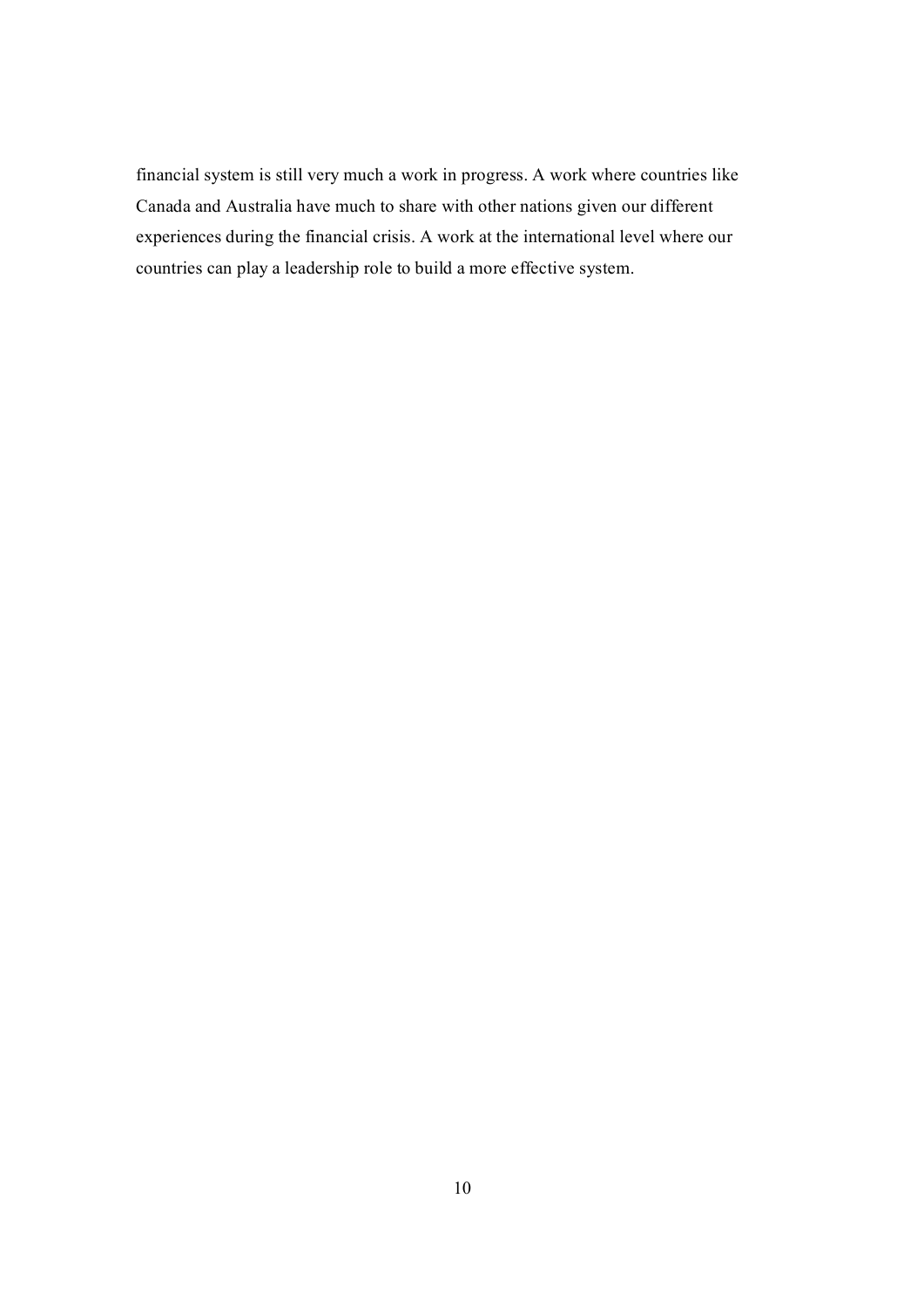financial system is still very much a work in progress. A work where countries like Canada and Australia have much to share with other nations given our different experiences during the financial crisis. A work at the international level where our countries can play a leadership role to build a more effective system.